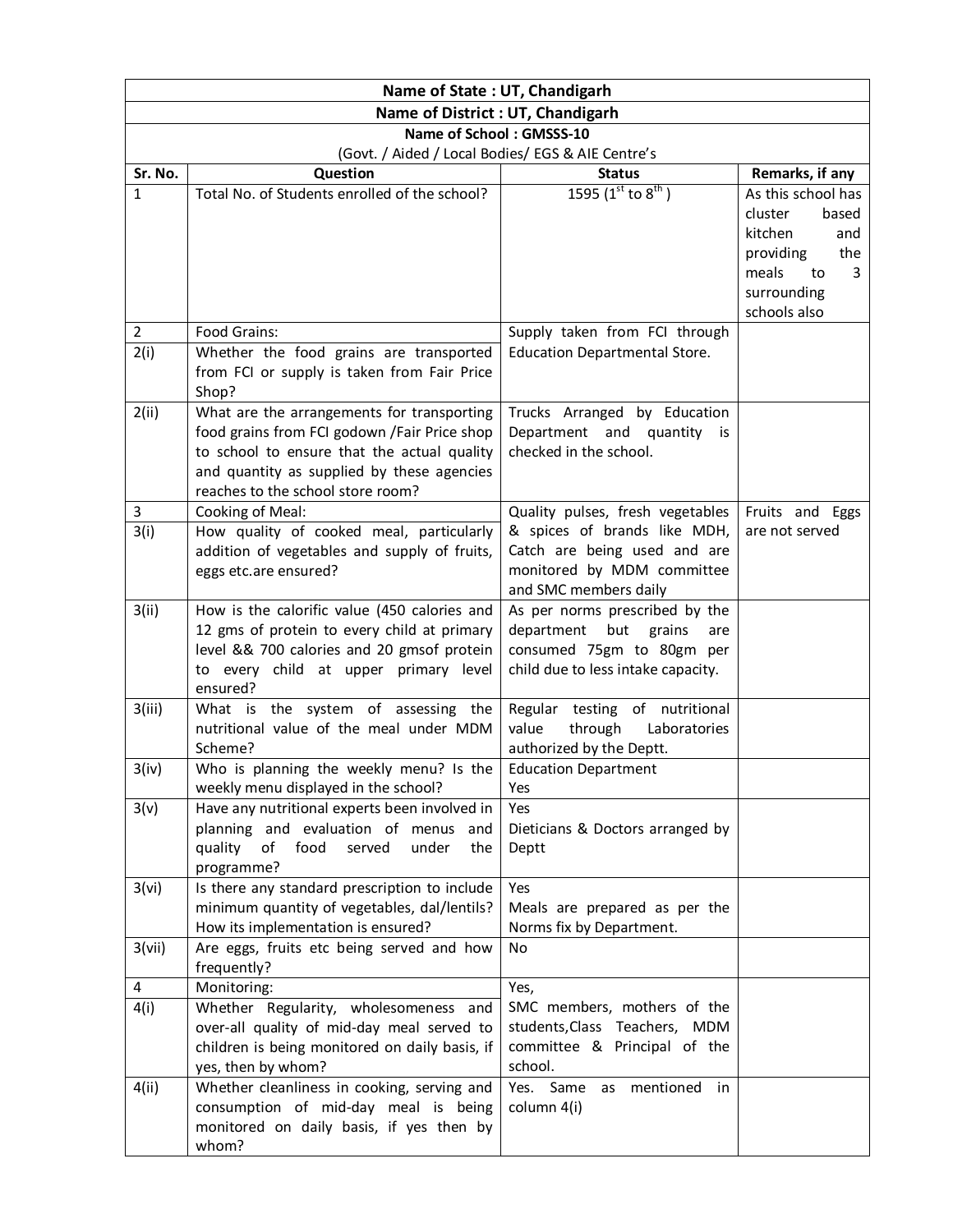| Name of State : UT, Chandigarh | | | |
|---|---|---|---|
| **Name of District : UT, Chandigarh** | | | |
| **Name of School : GMSSS-10** | | | |
| (Govt. / Aided / Local Bodies/ EGS & AIE Centre's | | | |
| **Sr. No.** | **Question** | **Status** | **Remarks, if any** |
| 1 | Total No. of Students enrolled of the school? | 1595 (1st to 8th ) | As this school has cluster based kitchen and providing the meals to 3 surrounding schools also |
| 2 | Food Grains: | Supply taken from FCI through Education Departmental Store. | |
| 2(i) | Whether the food grains are transported from FCI or supply is taken from Fair Price Shop? | | |
| 2(ii) | What are the arrangements for transporting food grains from FCI godown /Fair Price shop to school to ensure that the actual quality and quantity as supplied by these agencies reaches to the school store room? | Trucks Arranged by Education Department and quantity is checked in the school. | |
| 3 | Cooking of Meal: | Quality pulses, fresh vegetables & spices of brands like MDH, Catch are being used and are monitored by MDM committee and SMC members daily | Fruits and Eggs are not served |
| 3(i) | How quality of cooked meal, particularly addition of vegetables and supply of fruits, eggs etc.are ensured? | | |
| 3(ii) | How is the calorific value (450 calories and 12 gms of protein to every child at primary level && 700 calories and 20 gmsof protein to every child at upper primary level ensured? | As per norms prescribed by the department but grains are consumed 75gm to 80gm per child due to less intake capacity. | |
| 3(iii) | What is the system of assessing the nutritional value of the meal under MDM Scheme? | Regular testing of nutritional value through Laboratories authorized by the Deptt. | |
| 3(iv) | Who is planning the weekly menu? Is the weekly menu displayed in the school? | Education Department<br>Yes | |
| 3(v) | Have any nutritional experts been involved in planning and evaluation of menus and quality of food served under the programme? | Yes<br>Dieticians & Doctors arranged by Deptt | |
| 3(vi) | Is there any standard prescription to include minimum quantity of vegetables, dal/lentils? How its implementation is ensured? | Yes<br>Meals are prepared as per the Norms fix by Department. | |
| 3(vii) | Are eggs, fruits etc being served and how frequently? | No | |
| 4 | Monitoring: | Yes,<br>SMC members, mothers of the students,Class Teachers, MDM committee & Principal of the school. | |
| 4(i) | Whether Regularity, wholesomeness and over-all quality of mid-day meal served to children is being monitored on daily basis, if yes, then by whom? | | |
| 4(ii) | Whether cleanliness in cooking, serving and consumption of mid-day meal is being monitored on daily basis, if yes then by whom? | Yes. Same as mentioned in column 4(i) | |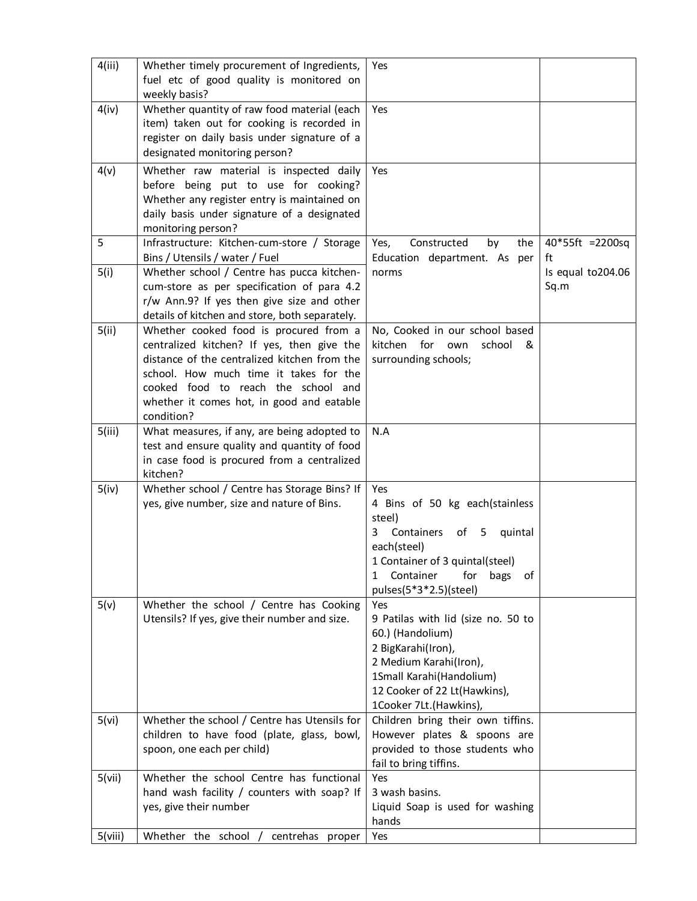| 4(iii) | Whether timely procurement of Ingredients, fuel etc of good quality is monitored on weekly basis? | Yes | |
|---|---|---|---|
| 4(iv) | Whether quantity of raw food material (each item) taken out for cooking is recorded in register on daily basis under signature of a designated monitoring person? | Yes | |
| 4(v) | Whether raw material is inspected daily before being put to use for cooking? Whether any register entry is maintained on daily basis under signature of a designated monitoring person? | Yes | |
| 5 | Infrastructure: Kitchen-cum-store / Storage Bins / Utensils / water / Fuel | Yes, Constructed by the Education department. As per norms | 40*55ft =2200sq ft Is equal to204.06 Sq.m |
| 5(i) | Whether school / Centre has pucca kitchen-cum-store as per specification of para 4.2 r/w Ann.9? If yes then give size and other details of kitchen and store, both separately. | | |
| 5(ii) | Whether cooked food is procured from a centralized kitchen? If yes, then give the distance of the centralized kitchen from the school. How much time it takes for the cooked food to reach the school and whether it comes hot, in good and eatable condition? | No, Cooked in our school based kitchen for own school & surrounding schools; | |
| 5(iii) | What measures, if any, are being adopted to test and ensure quality and quantity of food in case food is procured from a centralized kitchen? | N.A | |
| 5(iv) | Whether school / Centre has Storage Bins? If yes, give number, size and nature of Bins. | Yes<br>4 Bins of 50 kg each(stainless steel)<br>3 Containers of 5 quintal each(steel)<br>1 Container of 3 quintal(steel)<br>1 Container for bags of pulses(5*3*2.5)(steel) | |
| 5(v) | Whether the school / Centre has Cooking Utensils? If yes, give their number and size. | Yes<br>9 Patilas with lid (size no. 50 to 60.) (Handolium)<br>2 BigKarahi(Iron),<br>2 Medium Karahi(Iron),<br>1Small Karahi(Handolium)<br>12 Cooker of 22 Lt(Hawkins),<br>1Cooker 7Lt.(Hawkins), | |
| 5(vi) | Whether the school / Centre has Utensils for children to have food (plate, glass, bowl, spoon, one each per child) | Children bring their own tiffins. However plates & spoons are provided to those students who fail to bring tiffins. | |
| 5(vii) | Whether the school Centre has functional hand wash facility / counters with soap? If yes, give their number | Yes<br>3 wash basins.<br>Liquid Soap is used for washing hands | |
| 5(viii) | Whether the school / centrehas proper | Yes | |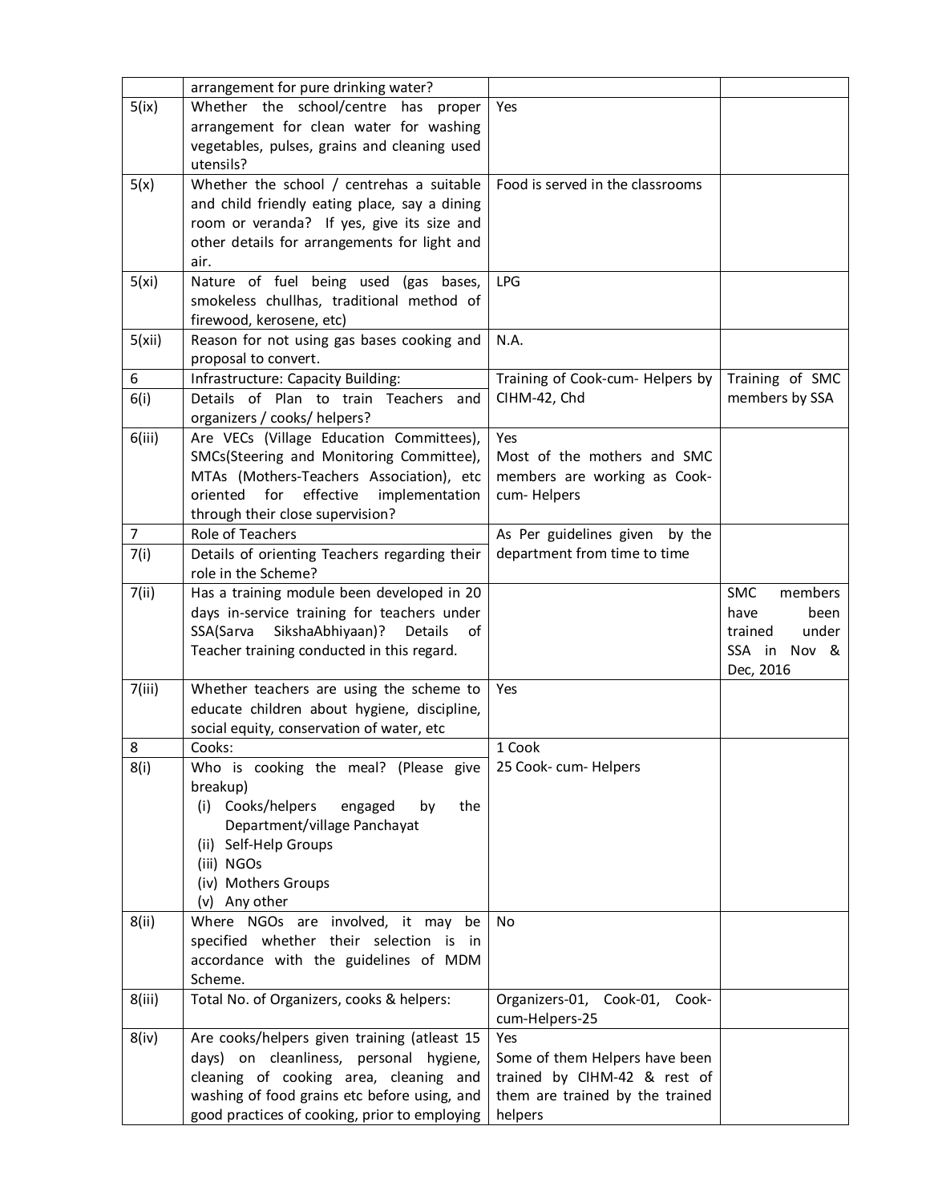| | | | |
|---|---|---|---|
| | arrangement for pure drinking water? | | |
| 5(ix) | Whether the school/centre has proper arrangement for clean water for washing vegetables, pulses, grains and cleaning used utensils? | Yes | |
| 5(x) | Whether the school / centrehas a suitable and child friendly eating place, say a dining room or veranda? If yes, give its size and other details for arrangements for light and air. | Food is served in the classrooms | |
| 5(xi) | Nature of fuel being used (gas bases, smokeless chullhas, traditional method of firewood, kerosene, etc) | LPG | |
| 5(xii) | Reason for not using gas bases cooking and proposal to convert. | N.A. | |
| 6 | Infrastructure: Capacity Building: | Training of Cook-cum- Helpers by CIHM-42, Chd | Training of SMC members by SSA |
| 6(i) | Details of Plan to train Teachers and organizers / cooks/ helpers? | | |
| 6(iii) | Are VECs (Village Education Committees), SMCs(Steering and Monitoring Committee), MTAs (Mothers-Teachers Association), etc oriented for effective implementation through their close supervision? | Yes<br>Most of the mothers and SMC members are working as Cook-cum- Helpers | |
| 7 | Role of Teachers | As Per guidelines given by the department from time to time | |
| 7(i) | Details of orienting Teachers regarding their role in the Scheme? | | |
| 7(ii) | Has a training module been developed in 20 days in-service training for teachers under SSA(Sarva SikshaAbhiyaan)? Details of Teacher training conducted in this regard. | | SMC members have been trained under SSA in Nov & Dec, 2016 |
| 7(iii) | Whether teachers are using the scheme to educate children about hygiene, discipline, social equity, conservation of water, etc | Yes | |
| 8 | Cooks: | 1 Cook<br>25 Cook- cum- Helpers | |
| 8(i) | Who is cooking the meal? (Please give breakup)<br>(i) Cooks/helpers engaged by the Department/village Panchayat<br>(ii) Self-Help Groups<br>(iii) NGOs<br>(iv) Mothers Groups<br>(v) Any other | | |
| 8(ii) | Where NGOs are involved, it may be specified whether their selection is in accordance with the guidelines of MDM Scheme. | No | |
| 8(iii) | Total No. of Organizers, cooks & helpers: | Organizers-01, Cook-01, Cook-cum-Helpers-25 | |
| 8(iv) | Are cooks/helpers given training (atleast 15 days) on cleanliness, personal hygiene, cleaning of cooking area, cleaning and washing of food grains etc before using, and good practices of cooking, prior to employing | Yes<br>Some of them Helpers have been trained by CIHM-42 & rest of them are trained by the trained helpers | |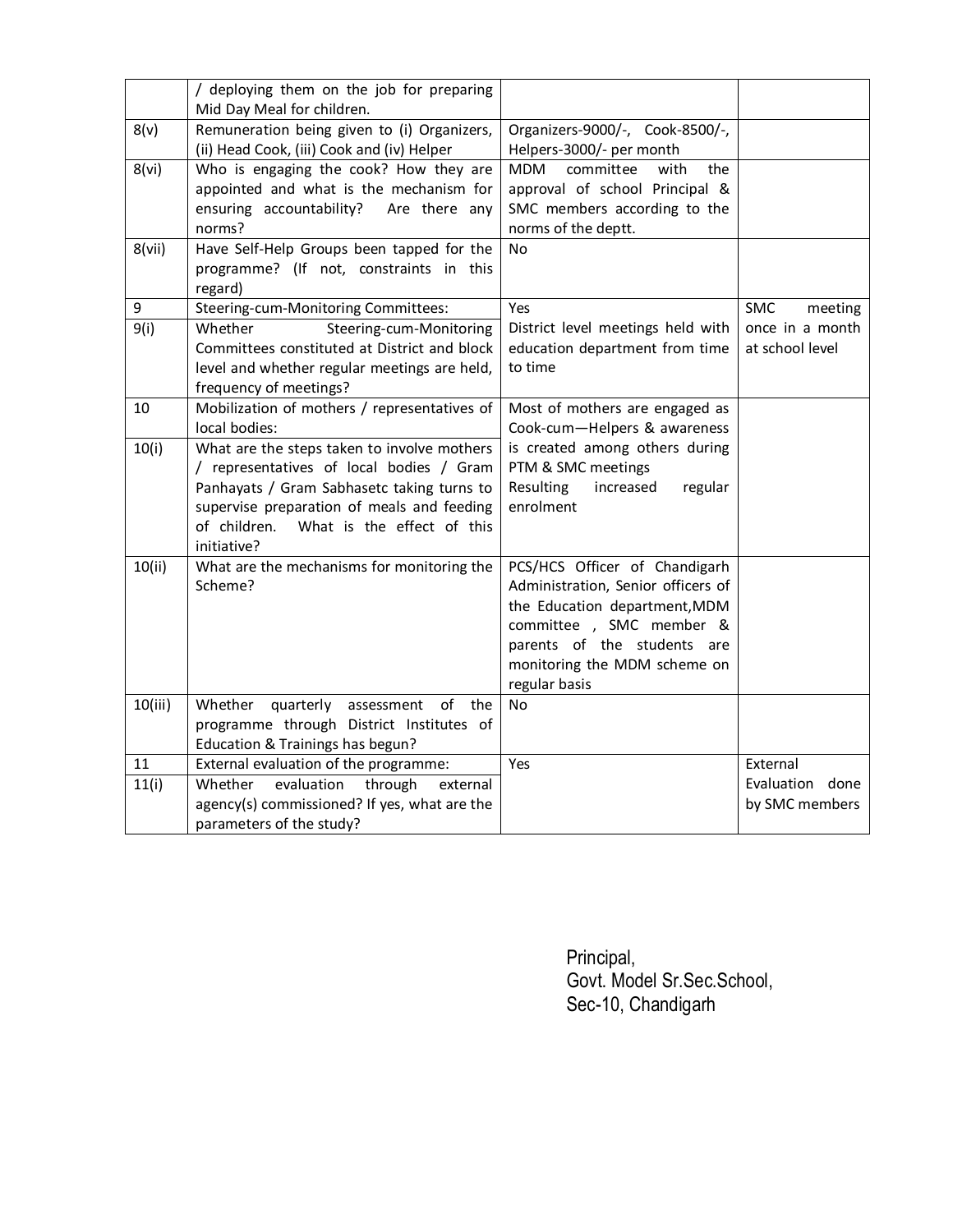| | | | |
|---|---|---|---|
| | / deploying them on the job for preparing Mid Day Meal for children. | | |
| 8(v) | Remuneration being given to (i) Organizers, (ii) Head Cook, (iii) Cook and (iv) Helper | Organizers-9000/-, Cook-8500/-, Helpers-3000/- per month | |
| 8(vi) | Who is engaging the cook? How they are appointed and what is the mechanism for ensuring accountability? Are there any norms? | MDM committee with the approval of school Principal & SMC members according to the norms of the deptt. | |
| 8(vii) | Have Self-Help Groups been tapped for the programme? (If not, constraints in this regard) | No | |
| 9 | Steering-cum-Monitoring Committees: | Yes | SMC meeting once in a month at school level |
| 9(i) | Whether Steering-cum-Monitoring Committees constituted at District and block level and whether regular meetings are held, frequency of meetings? | District level meetings held with education department from time to time | |
| 10 | Mobilization of mothers / representatives of local bodies: | Most of mothers are engaged as Cook-cum—Helpers & awareness is created among others during PTM & SMC meetings Resulting increased regular enrolment | |
| 10(i) | What are the steps taken to involve mothers / representatives of local bodies / Gram Panhayats / Gram Sabhasetc taking turns to supervise preparation of meals and feeding of children. What is the effect of this initiative? | | |
| 10(ii) | What are the mechanisms for monitoring the Scheme? | PCS/HCS Officer of Chandigarh Administration, Senior officers of the Education department,MDM committee , SMC member & parents of the students are monitoring the MDM scheme on regular basis | |
| 10(iii) | Whether quarterly assessment of the programme through District Institutes of Education & Trainings has begun? | No | |
| 11 | External evaluation of the programme: | Yes | External Evaluation done by SMC members |
| 11(i) | Whether evaluation through external agency(s) commissioned? If yes, what are the parameters of the study? | | |

Principal,
Govt. Model Sr.Sec.School,
Sec-10, Chandigarh